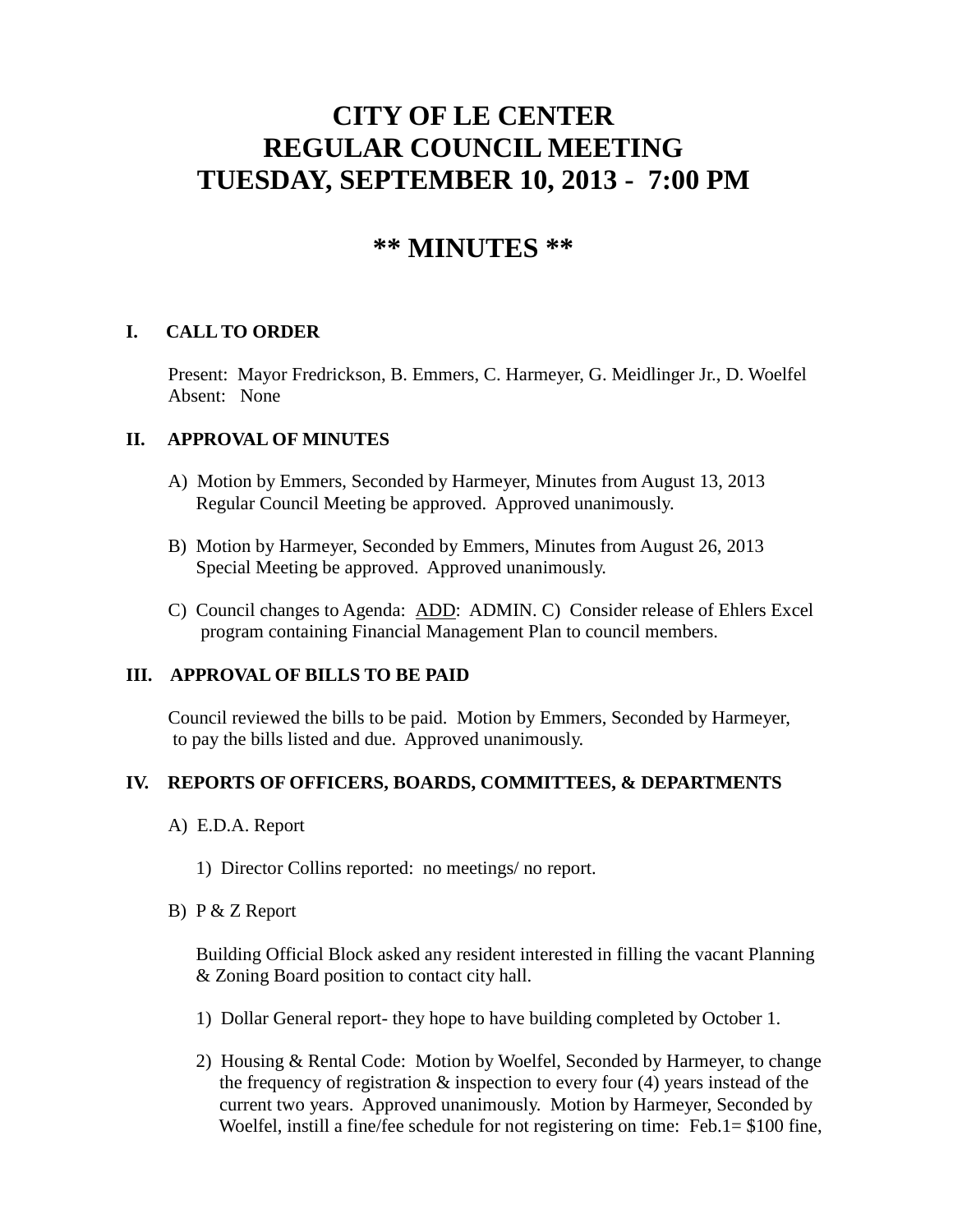# CITY OF LE CENTER
# REGULAR COUNCIL MEETING
# TUESDAY, SEPTEMBER 10, 2013 - 7:00 PM

## ** MINUTES **

### I. CALL TO ORDER

Present: Mayor Fredrickson, B. Emmers, C. Harmeyer, G. Meidlinger Jr., D. Woelfel
Absent: None

### II. APPROVAL OF MINUTES

A) Motion by Emmers, Seconded by Harmeyer, Minutes from August 13, 2013 Regular Council Meeting be approved. Approved unanimously.

B) Motion by Harmeyer, Seconded by Emmers, Minutes from August 26, 2013 Special Meeting be approved. Approved unanimously.

C) Council changes to Agenda: <u>ADD</u>: ADMIN. C) Consider release of Ehlers Excel program containing Financial Management Plan to council members.

### III. APPROVAL OF BILLS TO BE PAID

Council reviewed the bills to be paid. Motion by Emmers, Seconded by Harmeyer, to pay the bills listed and due. Approved unanimously.

### IV. REPORTS OF OFFICERS, BOARDS, COMMITTEES, & DEPARTMENTS

A) E.D.A. Report

1) Director Collins reported: no meetings/ no report.

B) P & Z Report

Building Official Block asked any resident interested in filling the vacant Planning & Zoning Board position to contact city hall.

1) Dollar General report- they hope to have building completed by October 1.

2) Housing & Rental Code: Motion by Woelfel, Seconded by Harmeyer, to change the frequency of registration & inspection to every four (4) years instead of the current two years. Approved unanimously. Motion by Harmeyer, Seconded by Woelfel, instill a fine/fee schedule for not registering on time: Feb.1= $100 fine,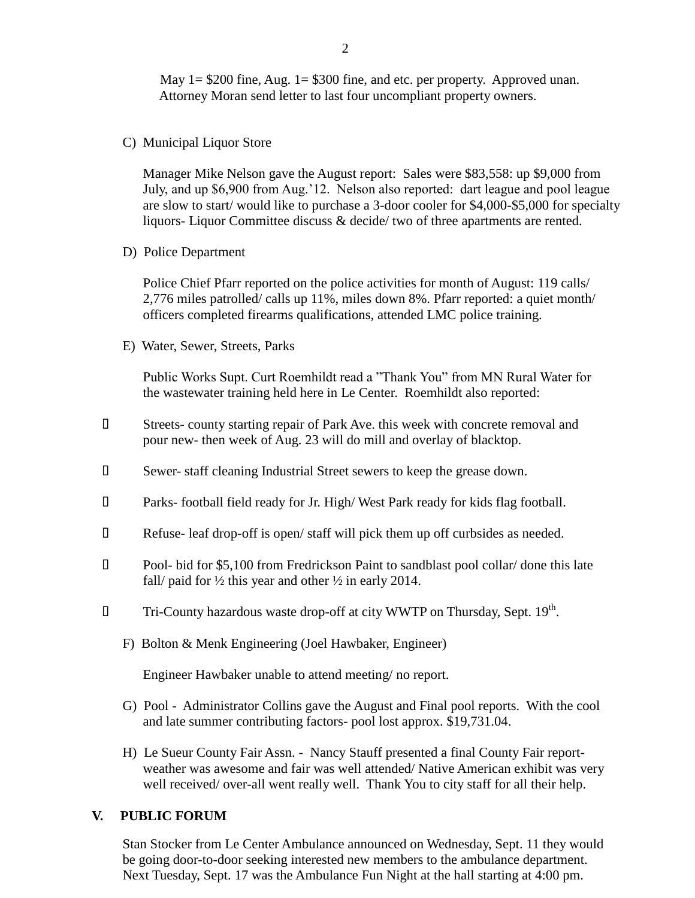May 1= $200 fine, Aug. 1= $300 fine, and etc. per property. Approved unan. Attorney Moran send letter to last four uncompliant property owners.

C) Municipal Liquor Store

Manager Mike Nelson gave the August report: Sales were $83,558: up $9,000 from July, and up $6,900 from Aug.'12. Nelson also reported: dart league and pool league are slow to start/ would like to purchase a 3-door cooler for $4,000-$5,000 for specialty liquors- Liquor Committee discuss & decide/ two of three apartments are rented.

D) Police Department

Police Chief Pfarr reported on the police activities for month of August: 119 calls/ 2,776 miles patrolled/ calls up 11%, miles down 8%. Pfarr reported: a quiet month/ officers completed firearms qualifications, attended LMC police training.

E) Water, Sewer, Streets, Parks

Public Works Supt. Curt Roemhildt read a "Thank You" from MN Rural Water for the wastewater training held here in Le Center. Roemhildt also reported:

- Streets- county starting repair of Park Ave. this week with concrete removal and pour new- then week of Aug. 23 will do mill and overlay of blacktop.
- Sewer- staff cleaning Industrial Street sewers to keep the grease down.
- Parks- football field ready for Jr. High/ West Park ready for kids flag football.
- Refuse- leaf drop-off is open/ staff will pick them up off curbsides as needed.
- Pool- bid for $5,100 from Fredrickson Paint to sandblast pool collar/ done this late fall/ paid for ½ this year and other ½ in early 2014.
- Tri-County hazardous waste drop-off at city WWTP on Thursday, Sept. 19th.

F) Bolton & Menk Engineering (Joel Hawbaker, Engineer)

Engineer Hawbaker unable to attend meeting/ no report.

G) Pool - Administrator Collins gave the August and Final pool reports. With the cool and late summer contributing factors- pool lost approx. $19,731.04.

H) Le Sueur County Fair Assn. - Nancy Stauff presented a final County Fair report- weather was awesome and fair was well attended/ Native American exhibit was very well received/ over-all went really well. Thank You to city staff for all their help.

## V. PUBLIC FORUM

Stan Stocker from Le Center Ambulance announced on Wednesday, Sept. 11 they would be going door-to-door seeking interested new members to the ambulance department. Next Tuesday, Sept. 17 was the Ambulance Fun Night at the hall starting at 4:00 pm.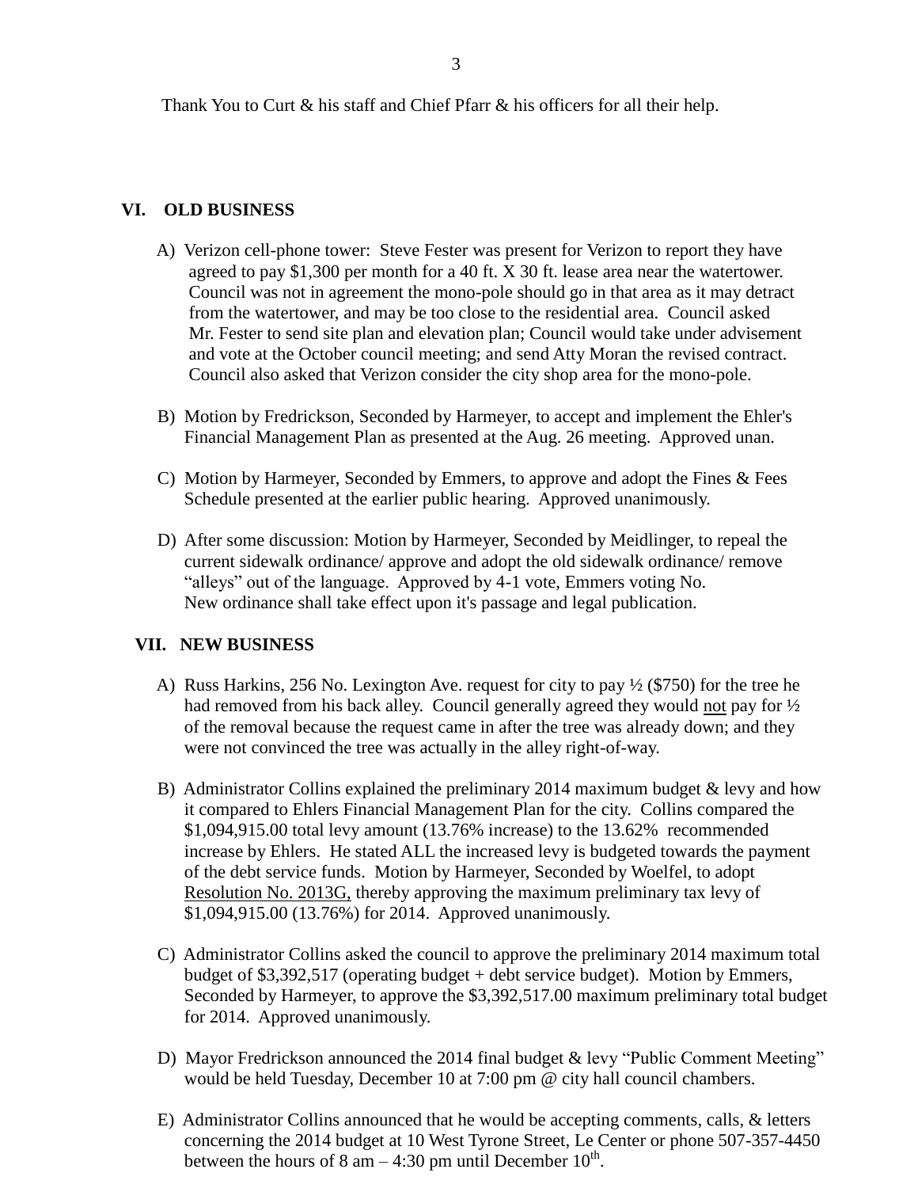Thank You to Curt & his staff and Chief Pfarr & his officers for all their help.

## VI. OLD BUSINESS

A) Verizon cell-phone tower: Steve Fester was present for Verizon to report they have agreed to pay $1,300 per month for a 40 ft. X 30 ft. lease area near the watertower. Council was not in agreement the mono-pole should go in that area as it may detract from the watertower, and may be too close to the residential area. Council asked Mr. Fester to send site plan and elevation plan; Council would take under advisement and vote at the October council meeting; and send Atty Moran the revised contract. Council also asked that Verizon consider the city shop area for the mono-pole.

B) Motion by Fredrickson, Seconded by Harmeyer, to accept and implement the Ehler's Financial Management Plan as presented at the Aug. 26 meeting. Approved unan.

C) Motion by Harmeyer, Seconded by Emmers, to approve and adopt the Fines & Fees Schedule presented at the earlier public hearing. Approved unanimously.

D) After some discussion: Motion by Harmeyer, Seconded by Meidlinger, to repeal the current sidewalk ordinance/ approve and adopt the old sidewalk ordinance/ remove "alleys" out of the language. Approved by 4-1 vote, Emmers voting No. New ordinance shall take effect upon it's passage and legal publication.

## VII. NEW BUSINESS

A) Russ Harkins, 256 No. Lexington Ave. request for city to pay ½ ($750) for the tree he had removed from his back alley. Council generally agreed they would <u>not</u> pay for ½ of the removal because the request came in after the tree was already down; and they were not convinced the tree was actually in the alley right-of-way.

B) Administrator Collins explained the preliminary 2014 maximum budget & levy and how it compared to Ehlers Financial Management Plan for the city. Collins compared the $1,094,915.00 total levy amount (13.76% increase) to the 13.62% recommended increase by Ehlers. He stated ALL the increased levy is budgeted towards the payment of the debt service funds. Motion by Harmeyer, Seconded by Woelfel, to adopt <u>Resolution No. 2013G,</u> thereby approving the maximum preliminary tax levy of $1,094,915.00 (13.76%) for 2014. Approved unanimously.

C) Administrator Collins asked the council to approve the preliminary 2014 maximum total budget of $3,392,517 (operating budget + debt service budget). Motion by Emmers, Seconded by Harmeyer, to approve the $3,392,517.00 maximum preliminary total budget for 2014. Approved unanimously.

D) Mayor Fredrickson announced the 2014 final budget & levy "Public Comment Meeting" would be held Tuesday, December 10 at 7:00 pm @ city hall council chambers.

E) Administrator Collins announced that he would be accepting comments, calls, & letters concerning the 2014 budget at 10 West Tyrone Street, Le Center or phone 507-357-4450 between the hours of 8 am – 4:30 pm until December 10th.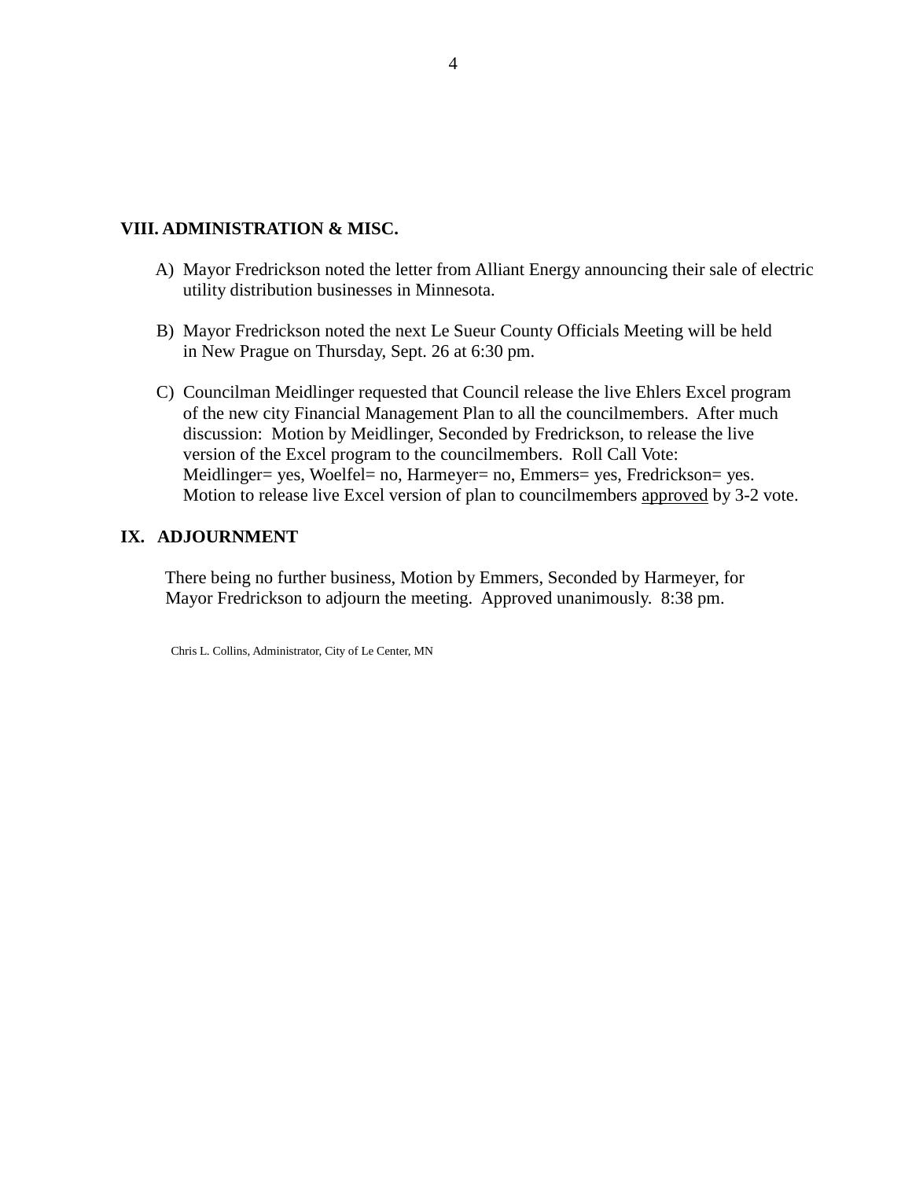**VIII. ADMINISTRATION & MISC.**

A) Mayor Fredrickson noted the letter from Alliant Energy announcing their sale of electric utility distribution businesses in Minnesota.

B) Mayor Fredrickson noted the next Le Sueur County Officials Meeting will be held in New Prague on Thursday, Sept. 26 at 6:30 pm.

C) Councilman Meidlinger requested that Council release the live Ehlers Excel program of the new city Financial Management Plan to all the councilmembers. After much discussion: Motion by Meidlinger, Seconded by Fredrickson, to release the live version of the Excel program to the councilmembers. Roll Call Vote: Meidlinger= yes, Woelfel= no, Harmeyer= no, Emmers= yes, Fredrickson= yes. Motion to release live Excel version of plan to councilmembers <u>approved</u> by 3-2 vote.

**IX. ADJOURNMENT**

There being no further business, Motion by Emmers, Seconded by Harmeyer, for Mayor Fredrickson to adjourn the meeting. Approved unanimously. 8:38 pm.

Chris L. Collins, Administrator, City of Le Center, MN